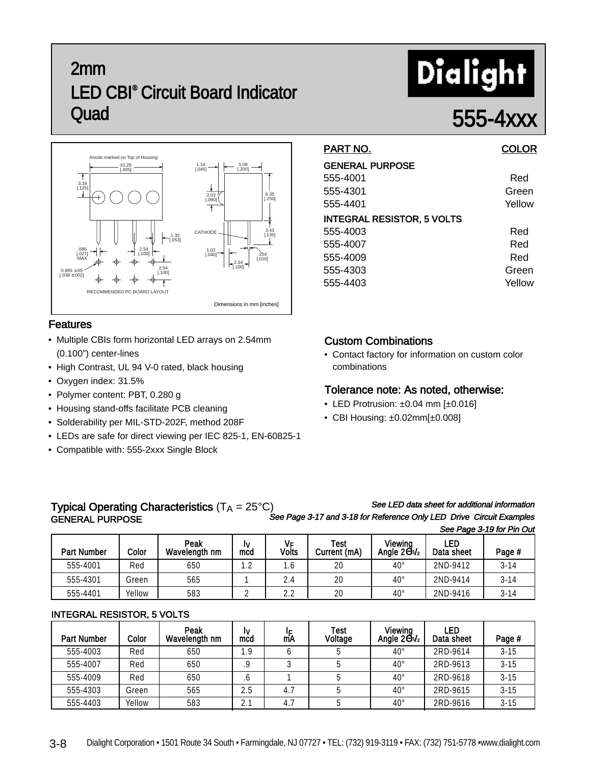# 2mm LED CBI® Circuit Board Indicator Quad

**Dialight**

## 555-4xxx

Anode marked on Top of Housing

10.29 [.405]

3.18 [.125]

1.14 [.045]

5.08 [.200]

2.03 [.080]

6.35 [.250]

1.35 [.053]

CATHODE

3.43 [.135]

.686 [.027] MAX

2.54 [.100]

1.02 [.040]

.254 [.010]

2.54 [.100]

0.965 ±.05 [.038 ±.002]

2.54 [.100]

RECOMMENDED PC BOARD LAYOUT

Dimensions in mm [inches]

| PART NO. | COLOR |
|---|---|
| **GENERAL PURPOSE** | |
| 555-4001 | Red |
| 555-4301 | Green |
| 555-4401 | Yellow |
| **INTEGRAL RESISTOR, 5 VOLTS** | |
| 555-4003 | Red |
| 555-4007 | Red |
| 555-4009 | Red |
| 555-4303 | Green |
| 555-4403 | Yellow |

### Features

- Multiple CBIs form horizontal LED arrays on 2.54mm (0.100”) center-lines
- High Contrast, UL 94 V-0 rated, black housing
- Oxygen index: 31.5%
- Polymer content: PBT, 0.280 g
- Housing stand-offs facilitate PCB cleaning
- Solderability per MIL-STD-202F, method 208F
- LEDs are safe for direct viewing per IEC 825-1, EN-60825-1
- Compatible with: 555-2xxx Single Block

### Custom Combinations

- Contact factory for information on custom color combinations

### Tolerance note: As noted, otherwise:

- LED Protrusion: ±0.04 mm [±0.016]
- CBI Housing: ±0.02mm[±0.008]

### Typical Operating Characteristics ($T_A$ = 25°C)

*See LED data sheet for additional information*

*See Page 3-17 and 3-18 for Reference Only LED Drive Circuit Examples*

*See Page 3-19 for Pin Out*

**GENERAL PURPOSE**

| Part Number | Color | Peak Wavelength nm | $I_V$ mcd | $V_F$ Volts | Test Current (mA) | Viewing Angle $2\Theta_{1/2}$ | LED Data sheet | Page # |
|---|---|---|---|---|---|---|---|---|
| 555-4001 | Red | 650 | 1.2 | 1.6 | 20 | 40° | 2ND-9412 | 3-14 |
| 555-4301 | Green | 565 | 1 | 2.4 | 20 | 40° | 2ND-9414 | 3-14 |
| 555-4401 | Yellow | 583 | 2 | 2.2 | 20 | 40° | 2ND-9416 | 3-14 |

**INTEGRAL RESISTOR, 5 VOLTS**

| Part Number | Color | Peak Wavelength nm | $I_V$ mcd | $I_F$ mA | Test Voltage | Viewing Angle $2\Theta_{1/2}$ | LED Data sheet | Page # |
|---|---|---|---|---|---|---|---|---|
| 555-4003 | Red | 650 | 1.9 | 6 | 5 | 40° | 2RD-9614 | 3-15 |
| 555-4007 | Red | 650 | .9 | 3 | 5 | 40° | 2RD-9613 | 3-15 |
| 555-4009 | Red | 650 | .6 | 1 | 5 | 40° | 2RD-9618 | 3-15 |
| 555-4303 | Green | 565 | 2.5 | 4.7 | 5 | 40° | 2RD-9615 | 3-15 |
| 555-4403 | Yellow | 583 | 2.1 | 4.7 | 5 | 40° | 2RD-9616 | 3-15 |

Dialight Corporation • 1501 Route 34 South • Farmingdale, NJ 07727 • TEL: (732) 919-3119 • FAX: (732) 751-5778 •www.dialight.com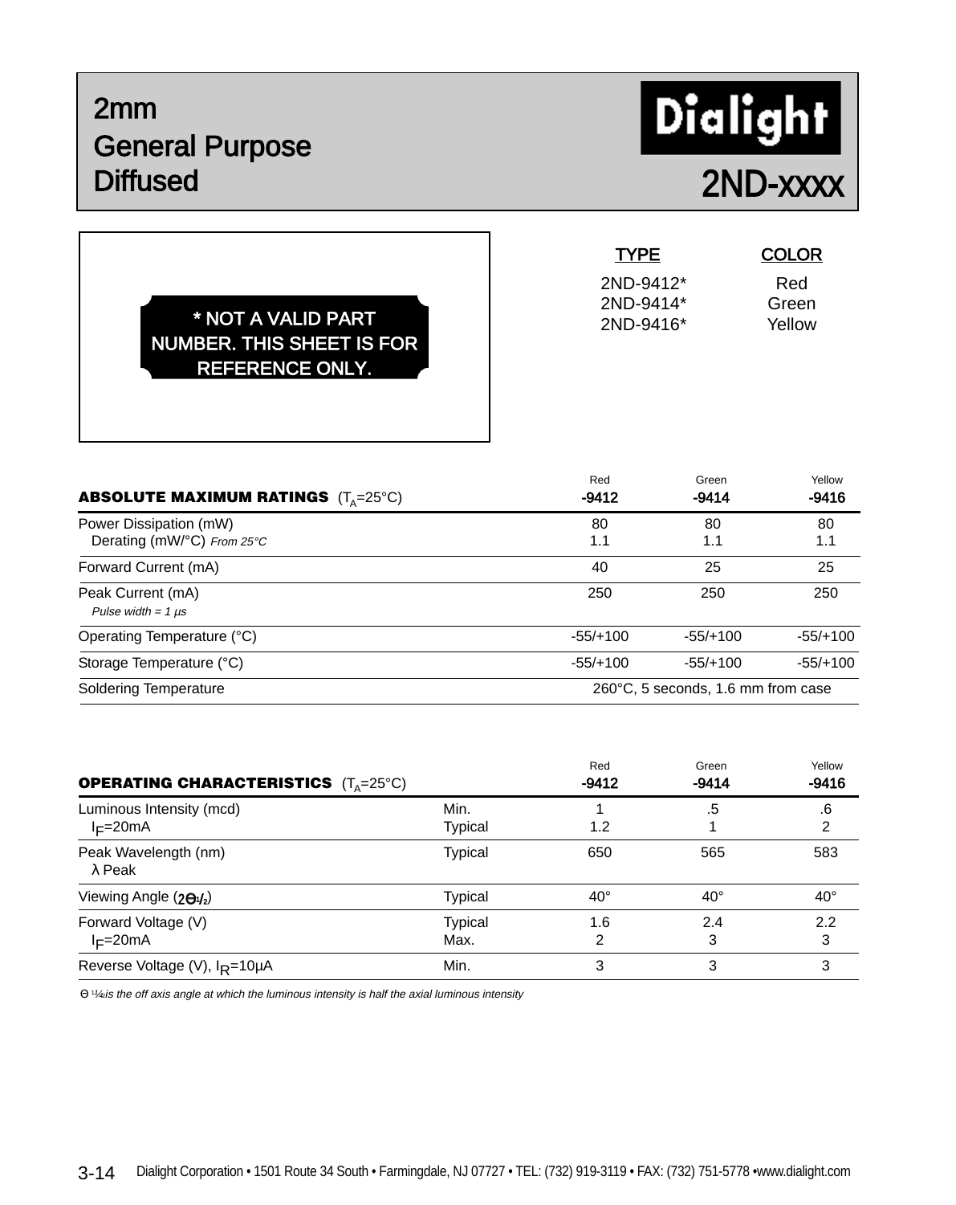# 2mm General Purpose Diffused

**Dialight**

## 2ND-xxxx

* NOT A VALID PART NUMBER. THIS SHEET IS FOR REFERENCE ONLY.

| TYPE | COLOR |
|---|---|
| 2ND-9412* | Red |
| 2ND-9414* | Green |
| 2ND-9416* | Yellow |

| **ABSOLUTE MAXIMUM RATINGS** ($T_A$=25°C) | Red -9412 | Green -9414 | Yellow -9416 |
|---|---|---|---|
| Power Dissipation (mW) | 80 | 80 | 80 |
| Derating (mW/°C) *From 25°C* | 1.1 | 1.1 | 1.1 |
| Forward Current (mA) | 40 | 25 | 25 |
| Peak Current (mA) *Pulse width = 1 µs* | 250 | 250 | 250 |
| Operating Temperature (°C) | -55/+100 | -55/+100 | -55/+100 |
| Storage Temperature (°C) | -55/+100 | -55/+100 | -55/+100 |
| Soldering Temperature | 260°C, 5 seconds, 1.6 mm from case | | |

| **OPERATING CHARACTERISTICS** ($T_A$=25°C) | | Red -9412 | Green -9414 | Yellow -9416 |
|---|---|---|---|---|
| Luminous Intensity (mcd) | Min. | 1 | .5 | .6 |
| $I_F$=20mA | Typical | 1.2 | 1 | 2 |
| Peak Wavelength (nm) λ Peak | Typical | 650 | 565 | 583 |
| Viewing Angle ($2\Theta_{1/2}$) | Typical | 40° | 40° | 40° |
| Forward Voltage (V) | Typical | 1.6 | 2.4 | 2.2 |
| $I_F$=20mA | Max. | 2 | 3 | 3 |
| Reverse Voltage (V), $I_R$=10µA | Min. | 3 | 3 | 3 |

*$\Theta_{1/2}$ is the off axis angle at which the luminous intensity is half the axial luminous intensity*

Dialight Corporation • 1501 Route 34 South • Farmingdale, NJ 07727 • TEL: (732) 919-3119 • FAX: (732) 751-5778 •www.dialight.com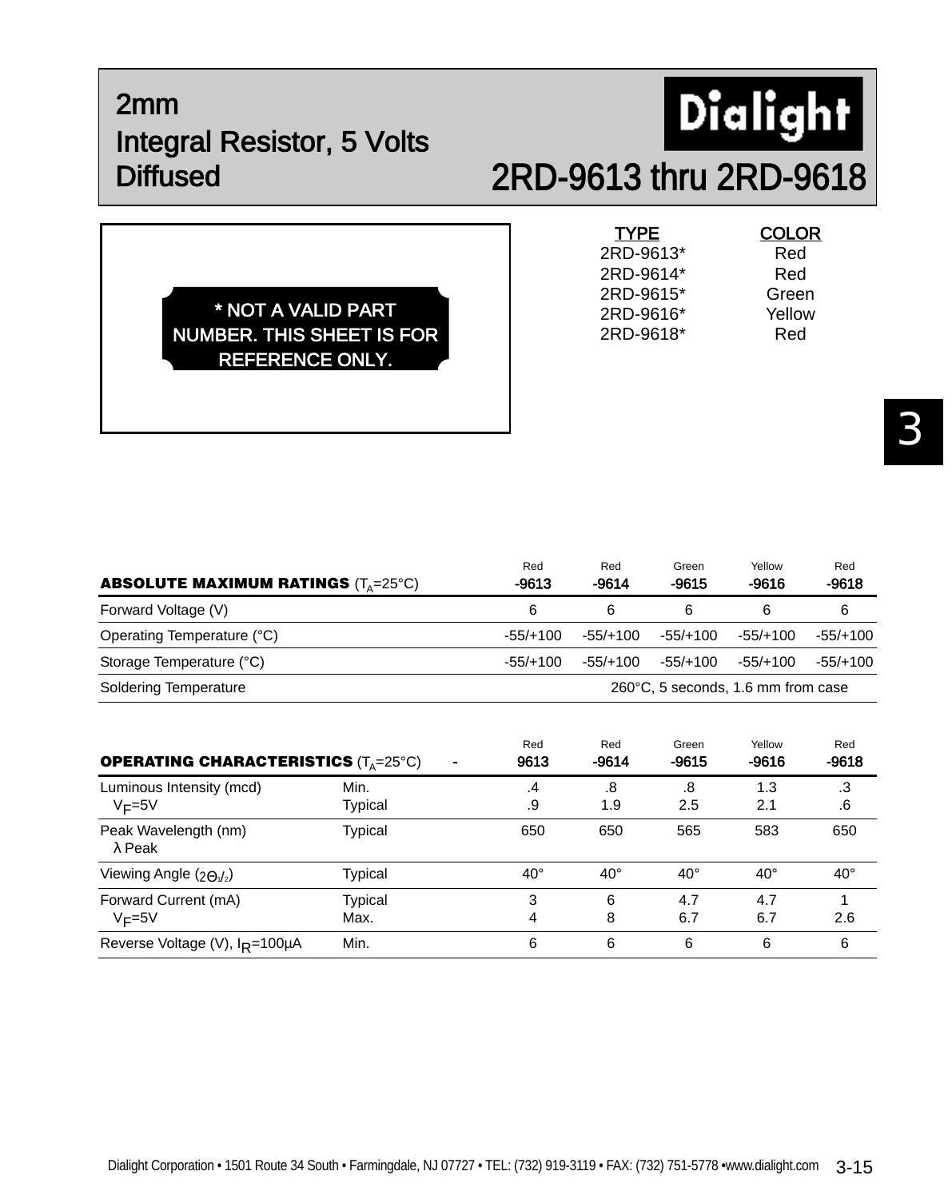# 2mm Integral Resistor, 5 Volts Diffused

Dialight

# 2RD-9613 thru 2RD-9618

**\* NOT A VALID PART NUMBER. THIS SHEET IS FOR REFERENCE ONLY.**

| TYPE | COLOR |
|---|---|
| 2RD-9613* | Red |
| 2RD-9614* | Red |
| 2RD-9615* | Green |
| 2RD-9616* | Yellow |
| 2RD-9618* | Red |

| **ABSOLUTE MAXIMUM RATINGS** ($T_A$=25°C) | Red -9613 | Red -9614 | Green -9615 | Yellow -9616 | Red -9618 |
|---|---|---|---|---|---|
| Forward Voltage (V) | 6 | 6 | 6 | 6 | 6 |
| Operating Temperature (°C) | -55/+100 | -55/+100 | -55/+100 | -55/+100 | -55/+100 |
| Storage Temperature (°C) | -55/+100 | -55/+100 | -55/+100 | -55/+100 | -55/+100 |
| Soldering Temperature | 260°C, 5 seconds, 1.6 mm from case | | | | |

| **OPERATING CHARACTERISTICS** ($T_A$=25°C) | - | Red 9613 | Red -9614 | Green -9615 | Yellow -9616 | Red -9618 |
|---|---|---|---|---|---|---|
| Luminous Intensity (mcd) $V_F$=5V | Min.<br>Typical | .4<br>.9 | .8<br>1.9 | .8<br>2.5 | 1.3<br>2.1 | .3<br>.6 |
| Peak Wavelength (nm) λ Peak | Typical | 650 | 650 | 565 | 583 | 650 |
| Viewing Angle ($2\Theta_{1/2}$) | Typical | 40° | 40° | 40° | 40° | 40° |
| Forward Current (mA) $V_F$=5V | Typical<br>Max. | 3<br>4 | 6<br>8 | 4.7<br>6.7 | 4.7<br>6.7 | 1<br>2.6 |
| Reverse Voltage (V), $I_R$=100µA | Min. | 6 | 6 | 6 | 6 | 6 |

Dialight Corporation • 1501 Route 34 South • Farmingdale, NJ 07727 • TEL: (732) 919-3119 • FAX: (732) 751-5778 •www.dialight.com